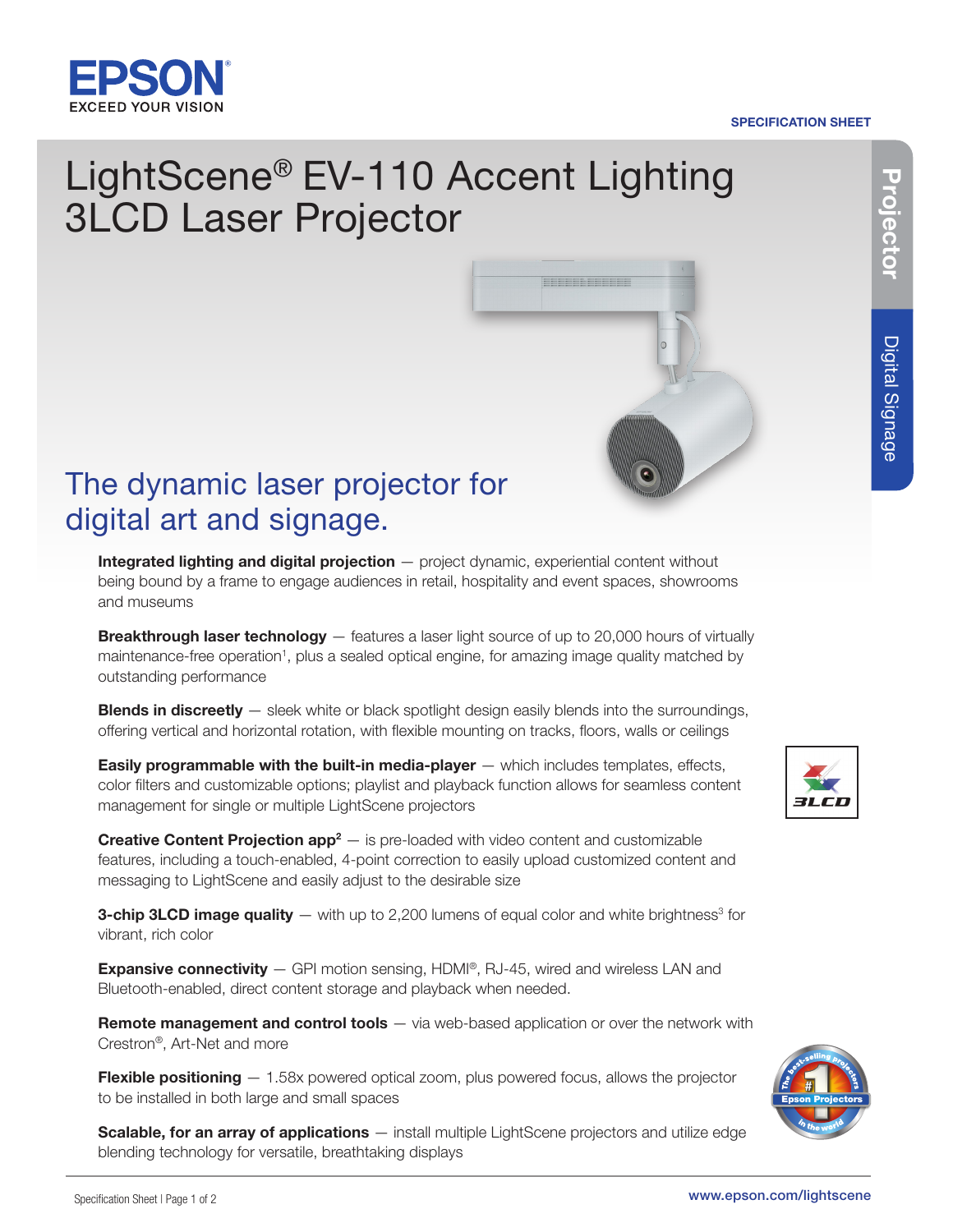SPECIFICATION SHEET

# LightScene® EV-110 Accent Lighting 3LCD Laser Projector

## The dynamic laser projector for digital art and signage.

**Integrated lighting and digital projection** — project dynamic, experiential content without being bound by a frame to engage audiences in retail, hospitality and event spaces, showrooms and museums

**Breakthrough laser technology** — features a laser light source of up to 20,000 hours of virtually maintenance-free operation[1], plus a sealed optical engine, for amazing image quality matched by outstanding performance

**Blends in discreetly** — sleek white or black spotlight design easily blends into the surroundings, offering vertical and horizontal rotation, with flexible mounting on tracks, floors, walls or ceilings

**Easily programmable with the built-in media-player** — which includes templates, effects, color filters and customizable options; playlist and playback function allows for seamless content management for single or multiple LightScene projectors

**Creative Content Projection app[2]** — is pre-loaded with video content and customizable features, including a touch-enabled, 4-point correction to easily upload customized content and messaging to LightScene and easily adjust to the desirable size

**3-chip 3LCD image quality** — with up to 2,200 lumens of equal color and white brightness[3] for vibrant, rich color

**Expansive connectivity** — GPI motion sensing, HDMI®, RJ-45, wired and wireless LAN and Bluetooth-enabled, direct content storage and playback when needed.

**Remote management and control tools** — via web-based application or over the network with Crestron®, Art-Net and more

**Flexible positioning** — 1.58x powered optical zoom, plus powered focus, allows the projector to be installed in both large and small spaces

**Scalable, for an array of applications** — install multiple LightScene projectors and utilize edge blending technology for versatile, breathtaking displays

www.epson.com/lightscene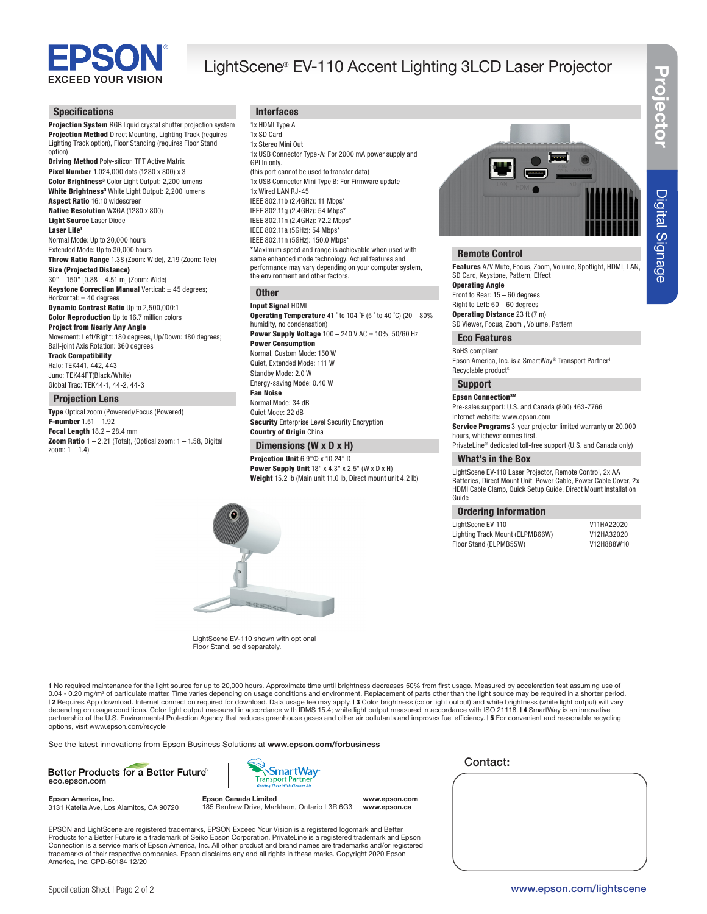# LightScene® EV-110 Accent Lighting 3LCD Laser Projector

## Specifications

**Projection System** RGB liquid crystal shutter projection system
**Projection Method** Direct Mounting, Lighting Track (requires Lighting Track option), Floor Standing (requires Floor Stand option)
**Driving Method** Poly-silicon TFT Active Matrix
**Pixel Number** 1,024,000 dots (1280 x 800) x 3
**Color Brightness**[3] Color Light Output: 2,200 lumens
**White Brightness**[3] White Light Output: 2,200 lumens
**Aspect Ratio** 16:10 widescreen
**Native Resolution** WXGA (1280 x 800)
**Light Source** Laser Diode
**Laser Life**[1]
Normal Mode: Up to 20,000 hours
Extended Mode: Up to 30,000 hours
**Throw Ratio Range** 1.38 (Zoom: Wide), 2.19 (Zoom: Tele)
**Size (Projected Distance)**
30" – 150" [0.88 – 4.51 m] (Zoom: Wide)
**Keystone Correction Manual** Vertical: ± 45 degrees; Horizontal: ± 40 degrees
**Dynamic Contrast Ratio** Up to 2,500,000:1
**Color Reproduction** Up to 16.7 million colors
**Project from Nearly Any Angle**
Movement: Left/Right: 180 degrees, Up/Down: 180 degrees; Ball-joint Axis Rotation: 360 degrees
**Track Compatibility**
Halo: TEK441, 442, 443
Juno: TEK44FT(Black/White)
Global Trac: TEK44-1, 44-2, 44-3

## Projection Lens

**Type** Optical zoom (Powered)/Focus (Powered)
**F-number** 1.51 – 1.92
**Focal Length** 18.2 – 28.4 mm
**Zoom Ratio** 1 – 2.21 (Total), (Optical zoom: 1 – 1.58, Digital zoom: 1 – 1.4)

## Interfaces

1x HDMI Type A
1x SD Card
1x Stereo Mini Out
1x USB Connector Type-A: For 2000 mA power supply and GPI In only.
(this port cannot be used to transfer data)
1x USB Connector Mini Type B: For Firmware update
1x Wired LAN RJ-45
IEEE 802.11b (2.4GHz): 11 Mbps*
IEEE 802.11g (2.4GHz): 54 Mbps*
IEEE 802.11n (2.4GHz): 72.2 Mbps*
IEEE 802.11a (5GHz): 54 Mbps*
IEEE 802.11n (5GHz): 150.0 Mbps*
*Maximum speed and range is achievable when used with same enhanced mode technology. Actual features and performance may vary depending on your computer system, the environment and other factors.

## Other

**Input Signal** HDMI
**Operating Temperature** 41 ˚ to 104 ˚F (5 ˚ to 40 ˚C) (20 – 80% humidity, no condensation)
**Power Supply Voltage** 100 – 240 V AC ± 10%, 50/60 Hz
**Power Consumption**
Normal, Custom Mode: 150 W
Quiet, Extended Mode: 111 W
Standby Mode: 2.0 W
Energy-saving Mode: 0.40 W
**Fan Noise**
Normal Mode: 34 dB
Quiet Mode: 22 dB
**Security** Enterprise Level Security Encryption
**Country of Origin** China

## Dimensions (W x D x H)

**Projection Unit** 6.9"Φ x 10.24" D
**Power Supply Unit** 18" x 4.3" x 2.5" (W x D x H)
**Weight** 15.2 lb (Main unit 11.0 lb, Direct mount unit 4.2 lb)

LightScene EV-110 shown with optional Floor Stand, sold separately.

## Remote Control

**Features** A/V Mute, Focus, Zoom, Volume, Spotlight, HDMI, LAN, SD Card, Keystone, Pattern, Effect
**Operating Angle**
Front to Rear: 15 – 60 degrees
Right to Left: 60 – 60 degrees
**Operating Distance** 23 ft (7 m)
SD Viewer, Focus, Zoom , Volume, Pattern

## Eco Features

RoHS compliant
Epson America, Inc. is a SmartWay® Transport Partner[4]
Recyclable product[5]

## Support

**Epson Connection℠**
Pre-sales support: U.S. and Canada (800) 463-7766
Internet website: www.epson.com
**Service Programs** 3-year projector limited warranty or 20,000 hours, whichever comes first.
PrivateLine® dedicated toll-free support (U.S. and Canada only)

## What's in the Box

LightScene EV-110 Laser Projector, Remote Control, 2x AA Batteries, Direct Mount Unit, Power Cable, Power Cable Cover, 2x HDMI Cable Clamp, Quick Setup Guide, Direct Mount Installation Guide

## Ordering Information

| | |
|---|---|
| LightScene EV-110 | V11HA22020 |
| Lighting Track Mount (ELPMB66W) | V12HA32020 |
| Floor Stand (ELPMB55W) | V12H888W10 |

**1** No required maintenance for the light source for up to 20,000 hours. Approximate time until brightness decreases 50% from first usage. Measured by acceleration test assuming use of 0.04 - 0.20 mg/m³ of particulate matter. Time varies depending on usage conditions and environment. Replacement of parts other than the light source may be required in a shorter period. **| 2** Requires App download. Internet connection required for download. Data usage fee may apply. **| 3** Color brightness (color light output) and white brightness (white light output) will vary depending on usage conditions. Color light output measured in accordance with IDMS 15.4; white light output measured in accordance with ISO 21118. **| 4** SmartWay is an innovative partnership of the U.S. Environmental Protection Agency that reduces greenhouse gases and other air pollutants and improves fuel efficiency. **| 5** For convenient and reasonable recycling options, visit www.epson.com/recycle

See the latest innovations from Epson Business Solutions at **www.epson.com/forbusiness**

Better Products for a Better Future™
eco.epson.com

SmartWay® Transport Partner

Contact:

**Epson America, Inc.**
3131 Katella Ave, Los Alamitos, CA 90720

**Epson Canada Limited**
185 Renfrew Drive, Markham, Ontario L3R 6G3

**www.epson.com**
**www.epson.ca**

EPSON and LightScene are registered trademarks, EPSON Exceed Your Vision is a registered logomark and Better Products for a Better Future is a trademark of Seiko Epson Corporation. PrivateLine is a registered trademark and Epson Connection is a service mark of Epson America, Inc. All other product and brand names are trademarks and/or registered trademarks of their respective companies. Epson disclaims any and all rights in these marks. Copyright 2020 Epson America, Inc. CPD-60184 12/20

www.epson.com/lightscene